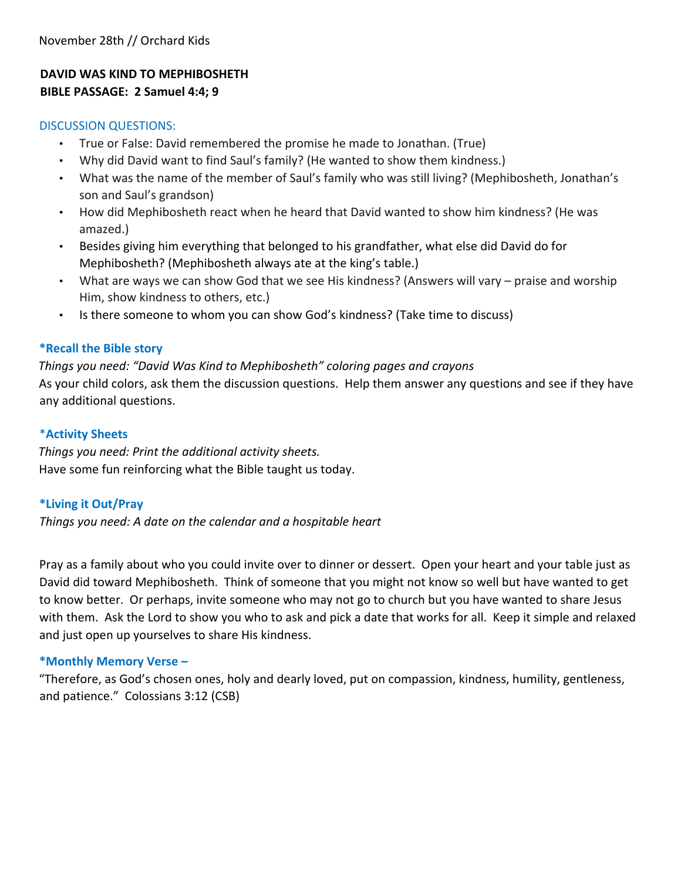November 28th // Orchard Kids

**DAVID WAS KIND TO MEPHIBOSHETH**
**BIBLE PASSAGE: 2 Samuel 4:4; 9**

## DISCUSSION QUESTIONS:

- True or False: David remembered the promise he made to Jonathan. (True)
- Why did David want to find Saul's family? (He wanted to show them kindness.)
- What was the name of the member of Saul's family who was still living? (Mephibosheth, Jonathan's son and Saul's grandson)
- How did Mephibosheth react when he heard that David wanted to show him kindness? (He was amazed.)
- Besides giving him everything that belonged to his grandfather, what else did David do for Mephibosheth? (Mephibosheth always ate at the king's table.)
- What are ways we can show God that we see His kindness? (Answers will vary – praise and worship Him, show kindness to others, etc.)
- Is there someone to whom you can show God's kindness? (Take time to discuss)

### *Recall the Bible story

*Things you need: "David Was Kind to Mephibosheth" coloring pages and crayons*
As your child colors, ask them the discussion questions. Help them answer any questions and see if they have any additional questions.

### *Activity Sheets

*Things you need: Print the additional activity sheets.*
Have some fun reinforcing what the Bible taught us today.

### *Living it Out/Pray

*Things you need: A date on the calendar and a hospitable heart*

Pray as a family about who you could invite over to dinner or dessert. Open your heart and your table just as David did toward Mephibosheth. Think of someone that you might not know so well but have wanted to get to know better. Or perhaps, invite someone who may not go to church but you have wanted to share Jesus with them. Ask the Lord to show you who to ask and pick a date that works for all. Keep it simple and relaxed and just open up yourselves to share His kindness.

### *Monthly Memory Verse –

"Therefore, as God's chosen ones, holy and dearly loved, put on compassion, kindness, humility, gentleness, and patience." Colossians 3:12 (CSB)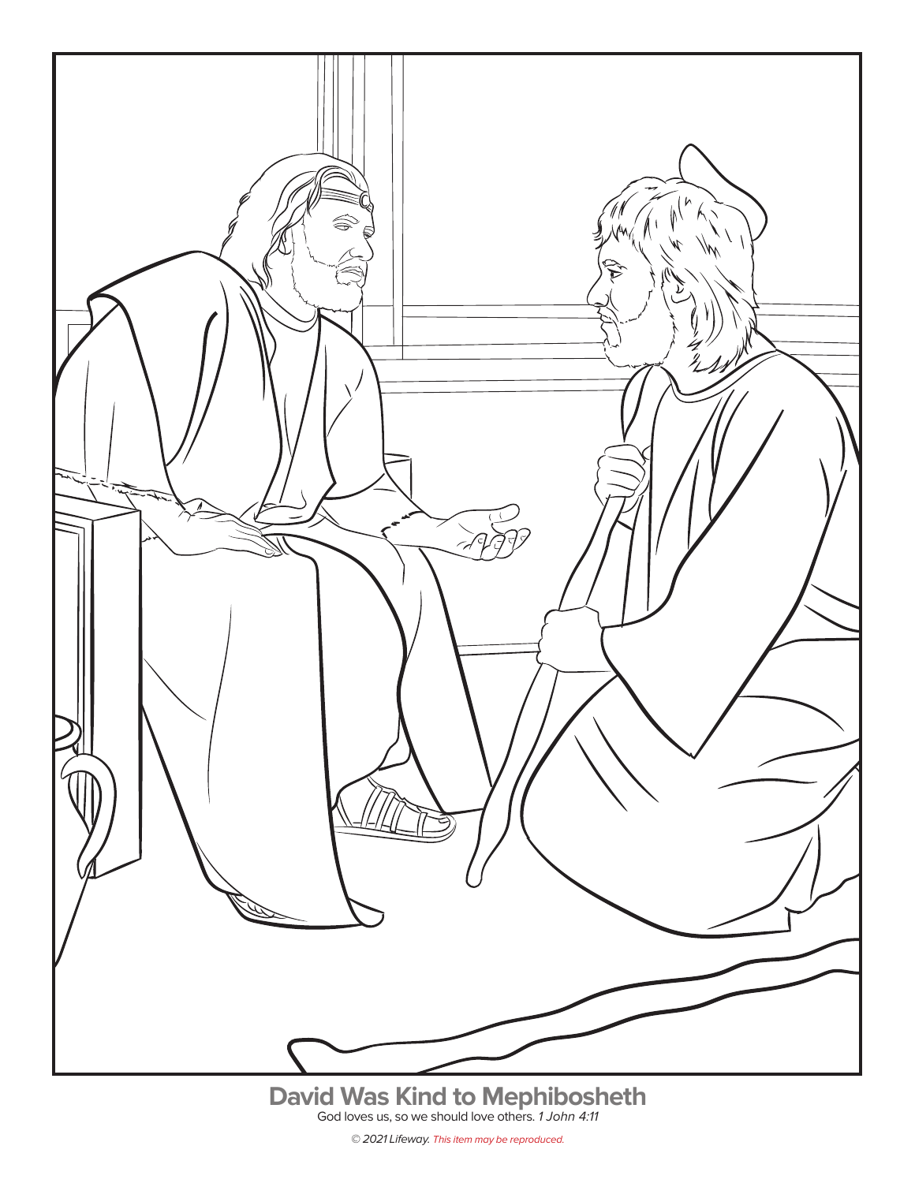**David Was Kind to Mephibosheth**

God loves us, so we should love others. *1 John 4:11*

*© 2021 Lifeway. This item may be reproduced.*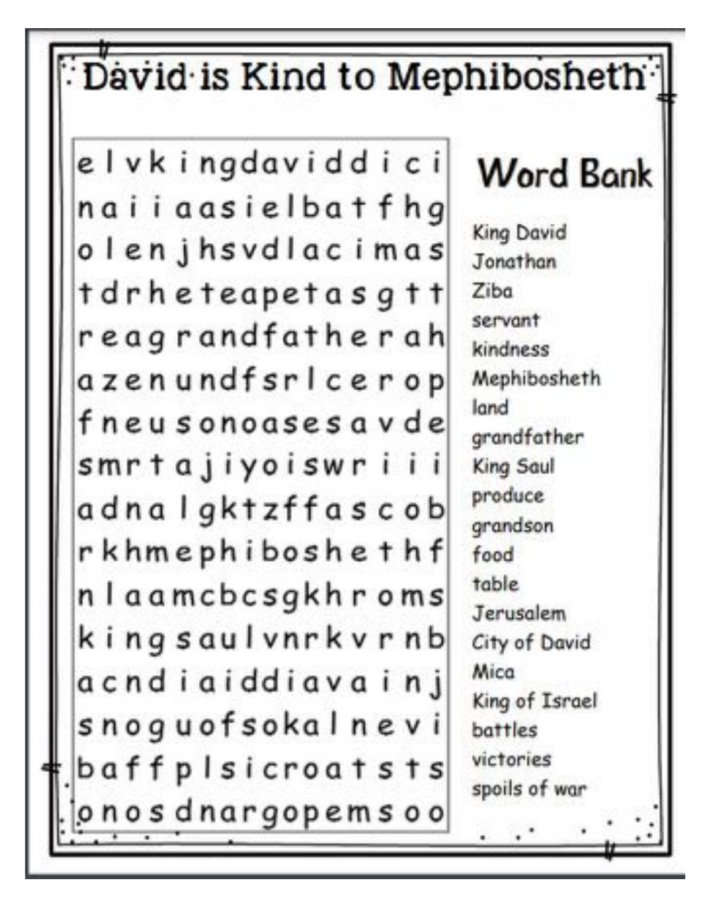# David is Kind to Mephibosheth

```
e l v k i n g d a v i d d i c i
n a i i a a s i e l b a t f h g
o l e n j h s v d l a c i m a s
t d r h e t e a p e t a s g t t
r e a g r a n d f a t h e r a h
a z e n u n d f s r l c e r o p
f n e u s o n o a s e s a v d e
s m r t a j i y o i s w r i i i
a d n a l g k t z f f a s c o b
r k h m e p h i b o s h e t h f
n l a a m c b c s g k h r o m s
k i n g s a u l v n r k v r n b
a c n d i a i d d i a v a i n j
s n o g u o f s o k a l n e v i
b a f f p l s i c r o a t s t s
o n o s d n a r g o p e m s o o
```

## Word Bank

- King David
- Jonathan
- Ziba
- servant
- kindness
- Mephibosheth
- land
- grandfather
- King Saul
- produce
- grandson
- food
- table
- Jerusalem
- City of David
- Mica
- King of Israel
- battles
- victories
- spoils of war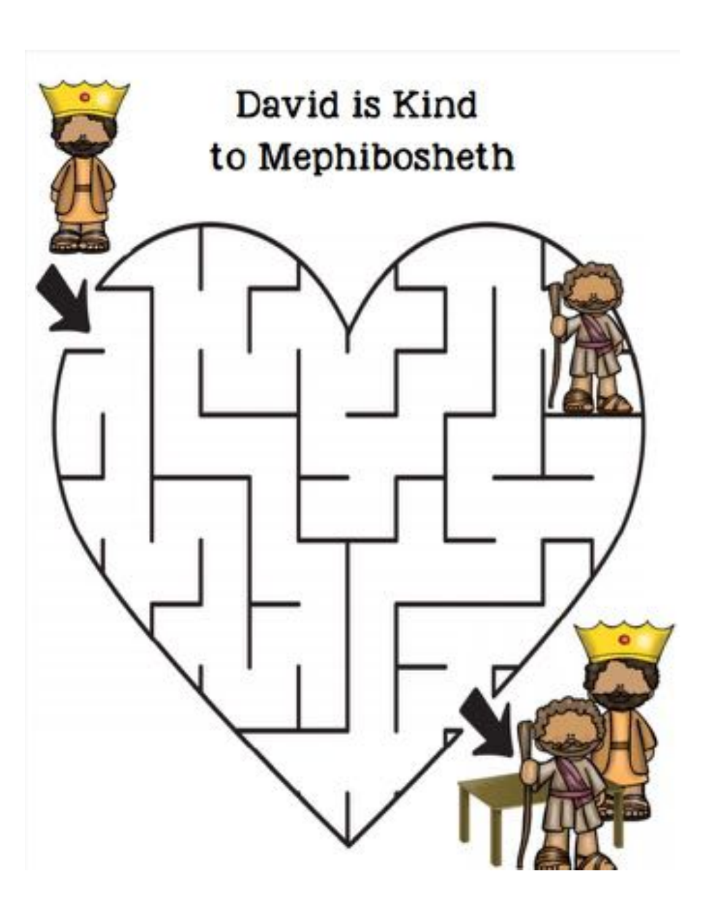# David is Kind to Mephibosheth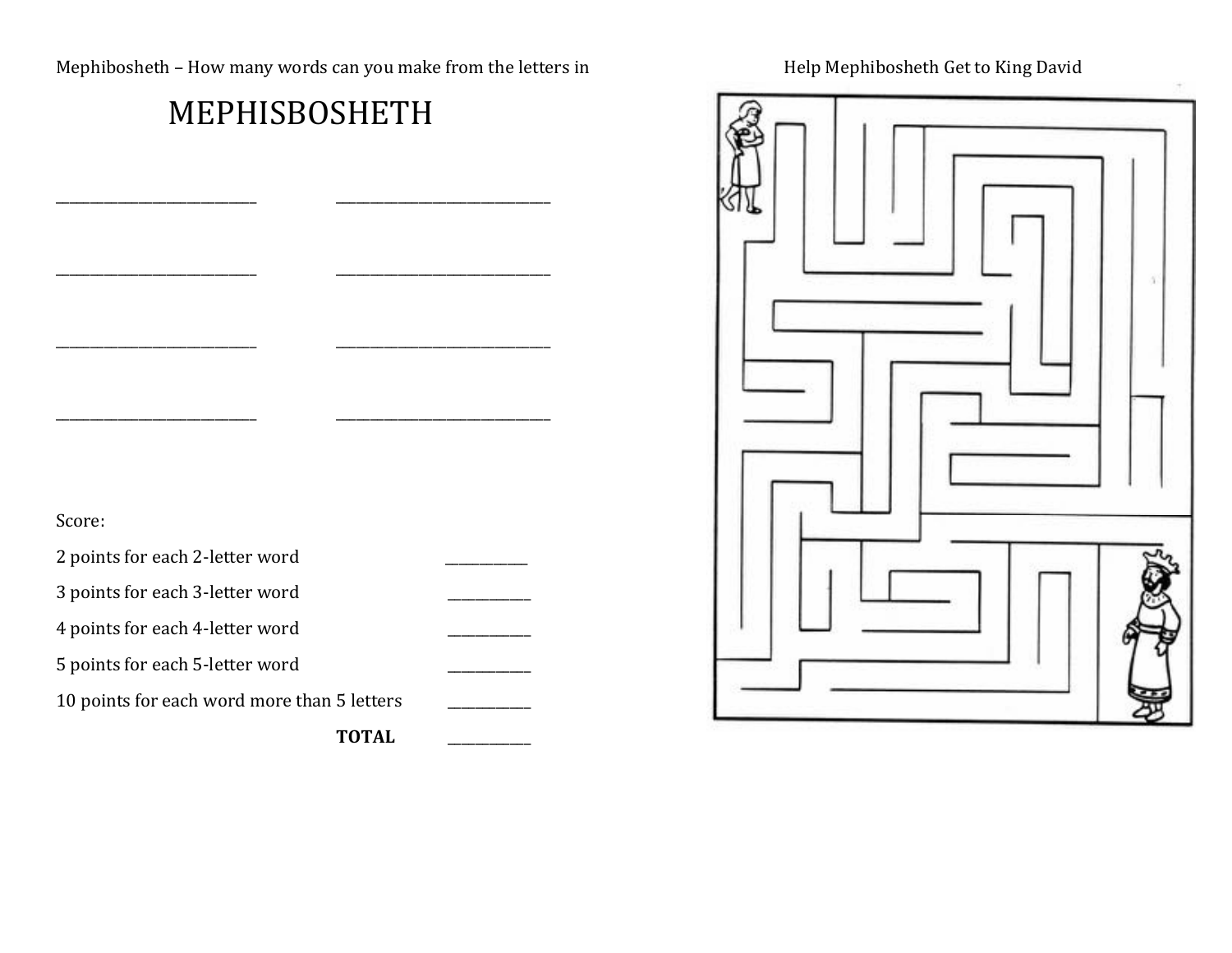Mephibosheth – How many words can you make from the letters in

# MEPHISBOSHETH

\_\_\_\_\_\_\_\_\_\_\_\_\_\_\_\_\_\_\_\_\_\_\_\_\_\_\_\_ \_\_\_\_\_\_\_\_\_\_\_\_\_\_\_\_\_\_\_\_\_\_\_\_\_\_\_\_\_\_

\_\_\_\_\_\_\_\_\_\_\_\_\_\_\_\_\_\_\_\_\_\_\_\_\_\_\_\_ \_\_\_\_\_\_\_\_\_\_\_\_\_\_\_\_\_\_\_\_\_\_\_\_\_\_\_\_\_\_

\_\_\_\_\_\_\_\_\_\_\_\_\_\_\_\_\_\_\_\_\_\_\_\_\_\_\_\_ \_\_\_\_\_\_\_\_\_\_\_\_\_\_\_\_\_\_\_\_\_\_\_\_\_\_\_\_\_\_

\_\_\_\_\_\_\_\_\_\_\_\_\_\_\_\_\_\_\_\_\_\_\_\_\_\_\_\_ \_\_\_\_\_\_\_\_\_\_\_\_\_\_\_\_\_\_\_\_\_\_\_\_\_\_\_\_\_\_

Score:

| | |
|---|---|
| 2 points for each 2-letter word | \_\_\_\_\_\_\_\_\_\_\_ |
| 3 points for each 3-letter word | \_\_\_\_\_\_\_\_\_\_\_ |
| 4 points for each 4-letter word | \_\_\_\_\_\_\_\_\_\_\_ |
| 5 points for each 5-letter word | \_\_\_\_\_\_\_\_\_\_\_ |
| 10 points for each word more than 5 letters | \_\_\_\_\_\_\_\_\_\_\_ |
| **TOTAL** | \_\_\_\_\_\_\_\_\_\_\_ |

Help Mephibosheth Get to King David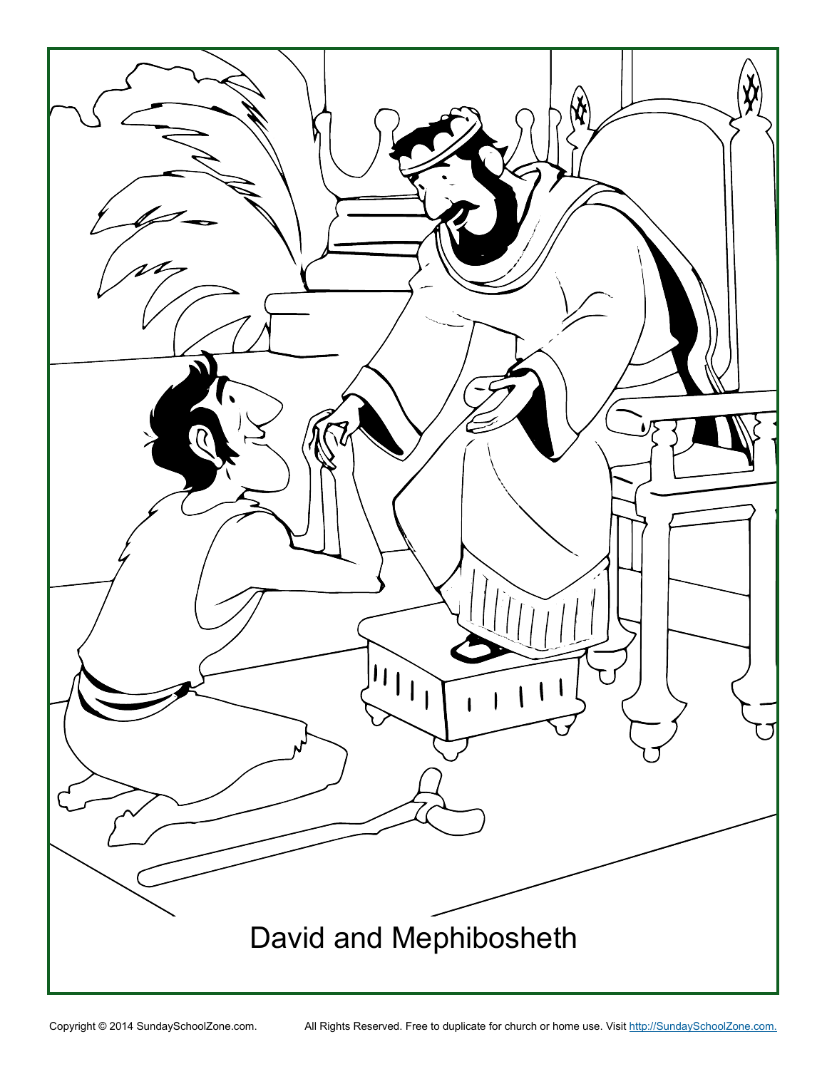David and Mephibosheth

Copyright © 2014 SundaySchoolZone.com. All Rights Reserved. Free to duplicate for church or home use. Visit http://SundaySchoolZone.com.